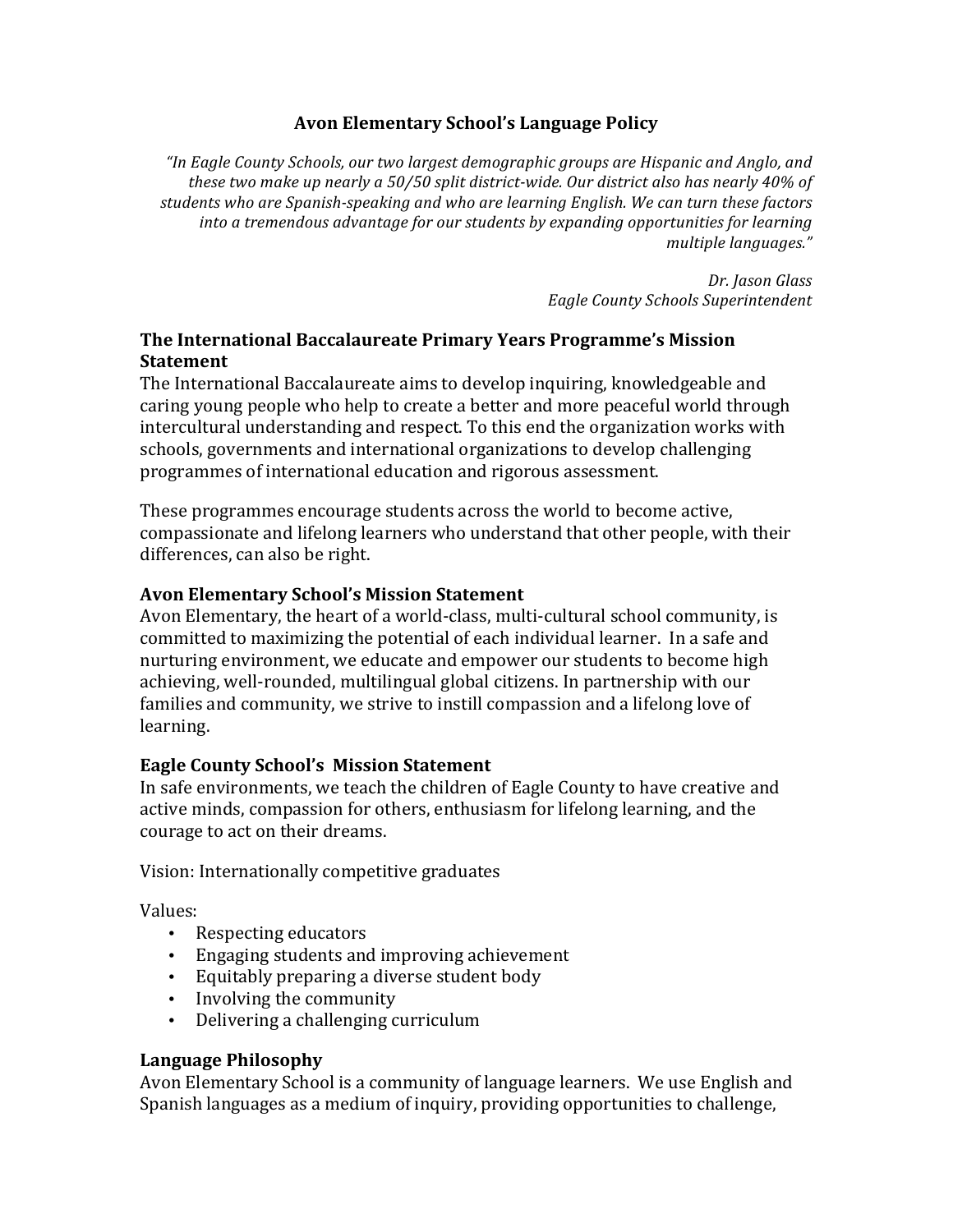# Avon Elementary School's Language Policy

*"In Eagle County Schools, our two largest demographic groups are Hispanic and Anglo, and these two make up nearly a 50/50 split district-wide. Our district also has nearly 40% of students who are Spanish-speaking and who are learning English. We can turn these factors into a tremendous advantage for our students by expanding opportunities for learning multiple languages."*

*Dr. Jason Glass*
*Eagle County Schools Superintendent*

### The International Baccalaureate Primary Years Programme's Mission Statement

The International Baccalaureate aims to develop inquiring, knowledgeable and caring young people who help to create a better and more peaceful world through intercultural understanding and respect. To this end the organization works with schools, governments and international organizations to develop challenging programmes of international education and rigorous assessment.

These programmes encourage students across the world to become active, compassionate and lifelong learners who understand that other people, with their differences, can also be right.

### Avon Elementary School's Mission Statement

Avon Elementary, the heart of a world-class, multi-cultural school community, is committed to maximizing the potential of each individual learner. In a safe and nurturing environment, we educate and empower our students to become high achieving, well-rounded, multilingual global citizens. In partnership with our families and community, we strive to instill compassion and a lifelong love of learning.

### Eagle County School's Mission Statement

In safe environments, we teach the children of Eagle County to have creative and active minds, compassion for others, enthusiasm for lifelong learning, and the courage to act on their dreams.

Vision: Internationally competitive graduates

Values:

- Respecting educators
- Engaging students and improving achievement
- Equitably preparing a diverse student body
- Involving the community
- Delivering a challenging curriculum

### Language Philosophy

Avon Elementary School is a community of language learners. We use English and Spanish languages as a medium of inquiry, providing opportunities to challenge,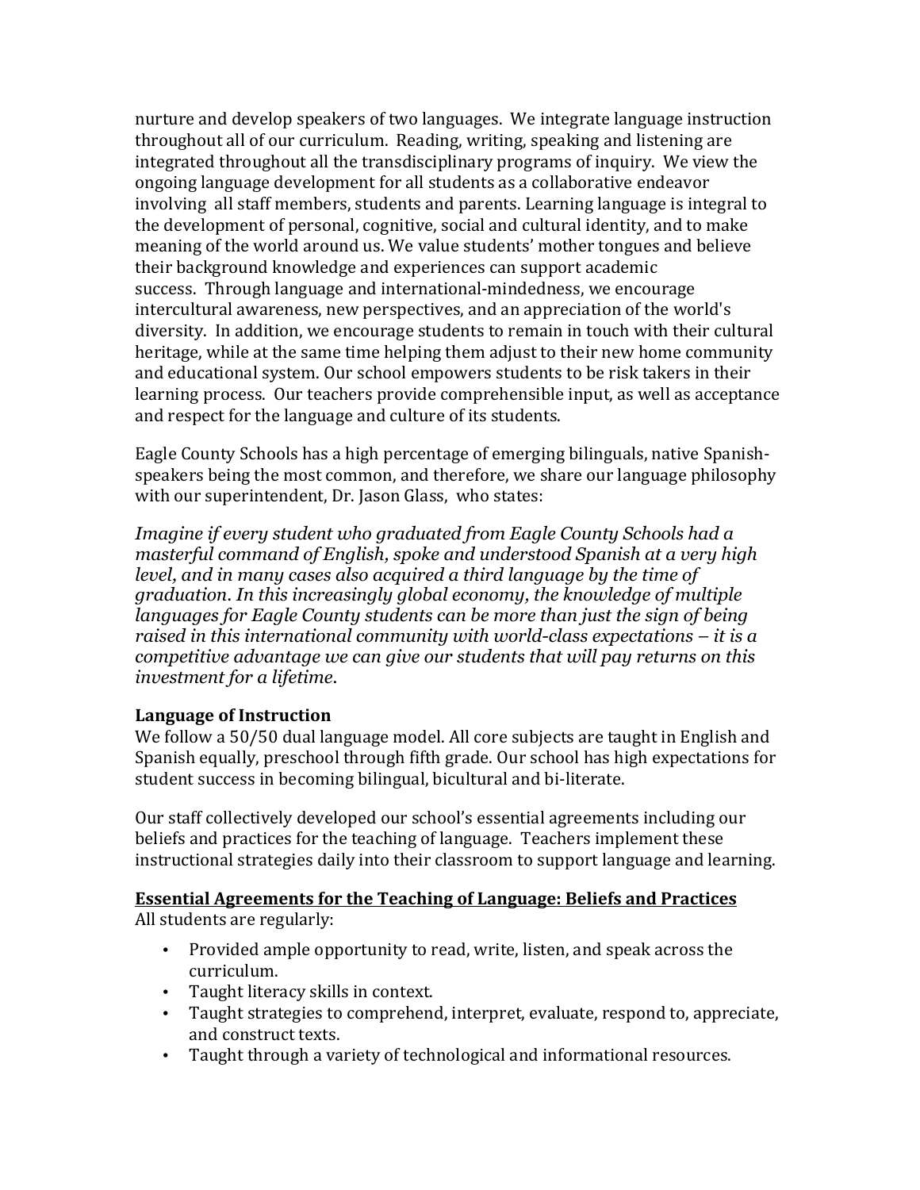nurture and develop speakers of two languages. We integrate language instruction throughout all of our curriculum. Reading, writing, speaking and listening are integrated throughout all the transdisciplinary programs of inquiry. We view the ongoing language development for all students as a collaborative endeavor involving all staff members, students and parents. Learning language is integral to the development of personal, cognitive, social and cultural identity, and to make meaning of the world around us. We value students' mother tongues and believe their background knowledge and experiences can support academic success. Through language and international-mindedness, we encourage intercultural awareness, new perspectives, and an appreciation of the world's diversity. In addition, we encourage students to remain in touch with their cultural heritage, while at the same time helping them adjust to their new home community and educational system. Our school empowers students to be risk takers in their learning process. Our teachers provide comprehensible input, as well as acceptance and respect for the language and culture of its students.

Eagle County Schools has a high percentage of emerging bilinguals, native Spanish-speakers being the most common, and therefore, we share our language philosophy with our superintendent, Dr. Jason Glass, who states:

*Imagine if every student who graduated from Eagle County Schools had a masterful command of English, spoke and understood Spanish at a very high level, and in many cases also acquired a third language by the time of graduation. In this increasingly global economy, the knowledge of multiple languages for Eagle County students can be more than just the sign of being raised in this international community with world-class expectations – it is a competitive advantage we can give our students that will pay returns on this investment for a lifetime.*

**Language of Instruction**

We follow a 50/50 dual language model. All core subjects are taught in English and Spanish equally, preschool through fifth grade. Our school has high expectations for student success in becoming bilingual, bicultural and bi-literate.

Our staff collectively developed our school's essential agreements including our beliefs and practices for the teaching of language. Teachers implement these instructional strategies daily into their classroom to support language and learning.

**<u>Essential Agreements for the Teaching of Language: Beliefs and Practices</u>**

All students are regularly:

- Provided ample opportunity to read, write, listen, and speak across the curriculum.
- Taught literacy skills in context.
- Taught strategies to comprehend, interpret, evaluate, respond to, appreciate, and construct texts.
- Taught through a variety of technological and informational resources.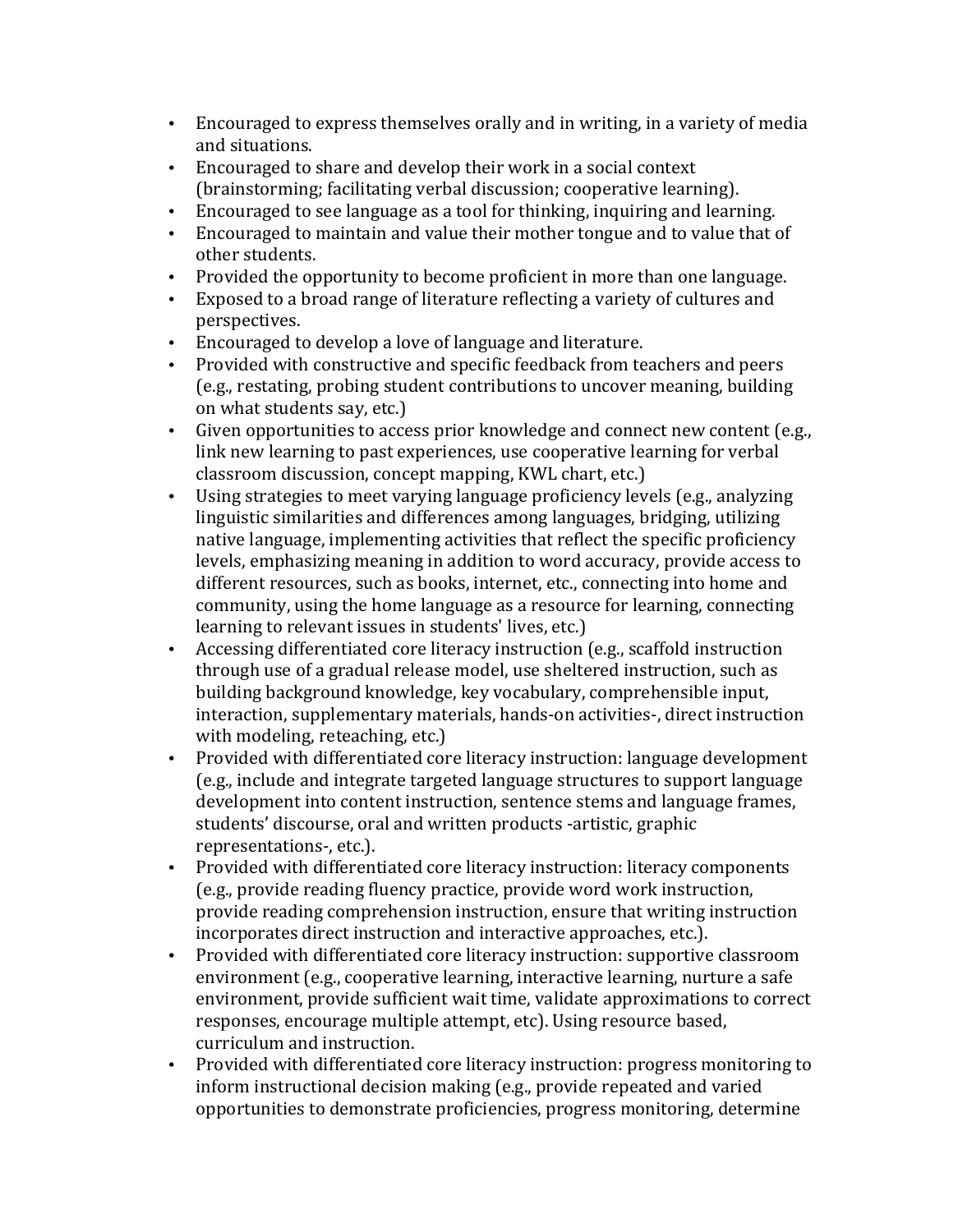- Encouraged to express themselves orally and in writing, in a variety of media and situations.
- Encouraged to share and develop their work in a social context (brainstorming; facilitating verbal discussion; cooperative learning).
- Encouraged to see language as a tool for thinking, inquiring and learning.
- Encouraged to maintain and value their mother tongue and to value that of other students.
- Provided the opportunity to become proficient in more than one language.
- Exposed to a broad range of literature reflecting a variety of cultures and perspectives.
- Encouraged to develop a love of language and literature.
- Provided with constructive and specific feedback from teachers and peers (e.g., restating, probing student contributions to uncover meaning, building on what students say, etc.)
- Given opportunities to access prior knowledge and connect new content (e.g., link new learning to past experiences, use cooperative learning for verbal classroom discussion, concept mapping, KWL chart, etc.)
- Using strategies to meet varying language proficiency levels (e.g., analyzing linguistic similarities and differences among languages, bridging, utilizing native language, implementing activities that reflect the specific proficiency levels, emphasizing meaning in addition to word accuracy, provide access to different resources, such as books, internet, etc., connecting into home and community, using the home language as a resource for learning, connecting learning to relevant issues in students' lives, etc.)
- Accessing differentiated core literacy instruction (e.g., scaffold instruction through use of a gradual release model, use sheltered instruction, such as building background knowledge, key vocabulary, comprehensible input, interaction, supplementary materials, hands-on activities-, direct instruction with modeling, reteaching, etc.)
- Provided with differentiated core literacy instruction: language development (e.g., include and integrate targeted language structures to support language development into content instruction, sentence stems and language frames, students' discourse, oral and written products -artistic, graphic representations-, etc.).
- Provided with differentiated core literacy instruction: literacy components (e.g., provide reading fluency practice, provide word work instruction, provide reading comprehension instruction, ensure that writing instruction incorporates direct instruction and interactive approaches, etc.).
- Provided with differentiated core literacy instruction: supportive classroom environment (e.g., cooperative learning, interactive learning, nurture a safe environment, provide sufficient wait time, validate approximations to correct responses, encourage multiple attempt, etc). Using resource based, curriculum and instruction.
- Provided with differentiated core literacy instruction: progress monitoring to inform instructional decision making (e.g., provide repeated and varied opportunities to demonstrate proficiencies, progress monitoring, determine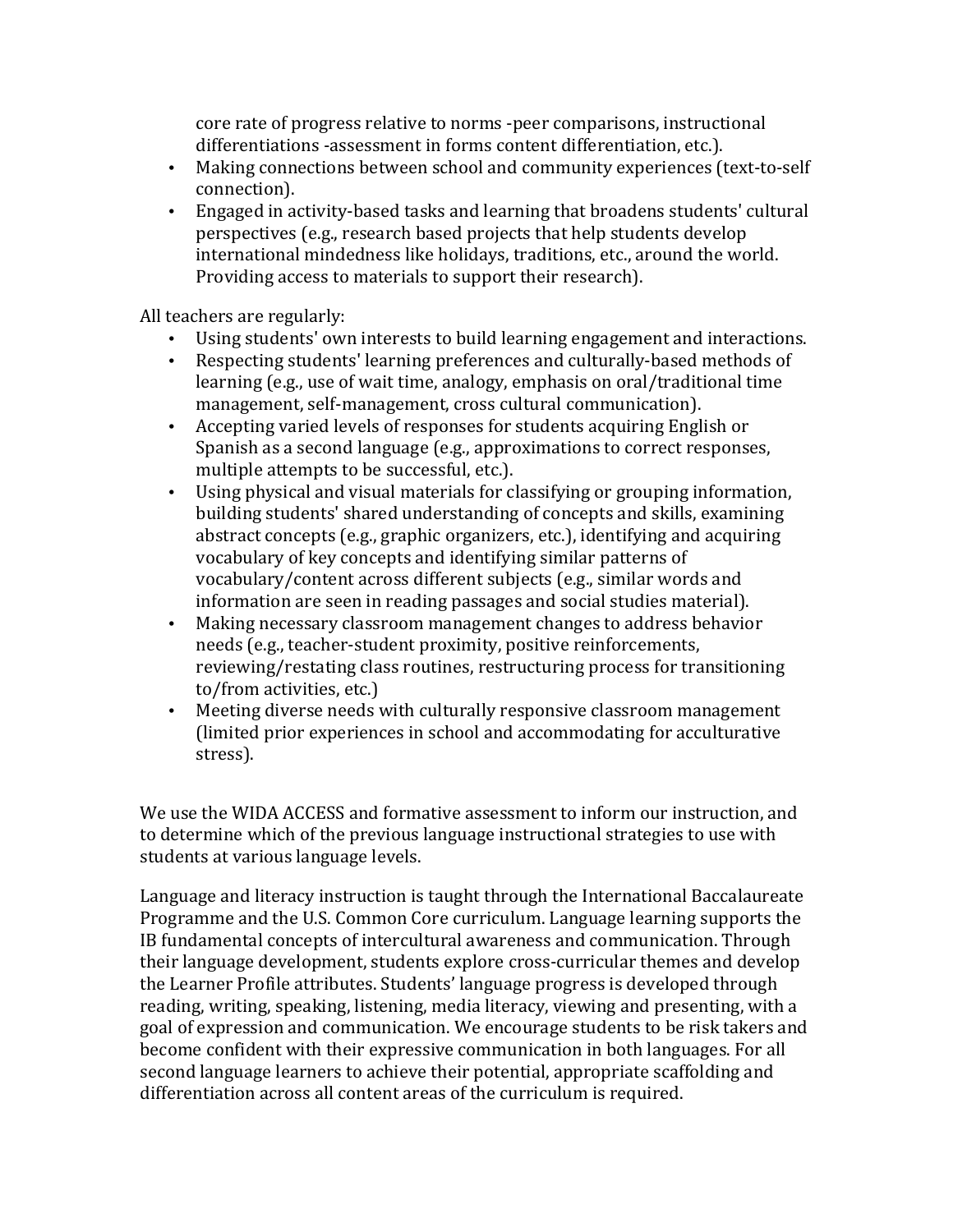core rate of progress relative to norms -peer comparisons, instructional differentiations -assessment in forms content differentiation, etc.).

- Making connections between school and community experiences (text-to-self connection).
- Engaged in activity-based tasks and learning that broadens students' cultural perspectives (e.g., research based projects that help students develop international mindedness like holidays, traditions, etc., around the world. Providing access to materials to support their research).

All teachers are regularly:

- Using students' own interests to build learning engagement and interactions.
- Respecting students' learning preferences and culturally-based methods of learning (e.g., use of wait time, analogy, emphasis on oral/traditional time management, self-management, cross cultural communication).
- Accepting varied levels of responses for students acquiring English or Spanish as a second language (e.g., approximations to correct responses, multiple attempts to be successful, etc.).
- Using physical and visual materials for classifying or grouping information, building students' shared understanding of concepts and skills, examining abstract concepts (e.g., graphic organizers, etc.), identifying and acquiring vocabulary of key concepts and identifying similar patterns of vocabulary/content across different subjects (e.g., similar words and information are seen in reading passages and social studies material).
- Making necessary classroom management changes to address behavior needs (e.g., teacher-student proximity, positive reinforcements, reviewing/restating class routines, restructuring process for transitioning to/from activities, etc.)
- Meeting diverse needs with culturally responsive classroom management (limited prior experiences in school and accommodating for acculturative stress).

We use the WIDA ACCESS and formative assessment to inform our instruction, and to determine which of the previous language instructional strategies to use with students at various language levels.

Language and literacy instruction is taught through the International Baccalaureate Programme and the U.S. Common Core curriculum. Language learning supports the IB fundamental concepts of intercultural awareness and communication. Through their language development, students explore cross-curricular themes and develop the Learner Profile attributes. Students' language progress is developed through reading, writing, speaking, listening, media literacy, viewing and presenting, with a goal of expression and communication. We encourage students to be risk takers and become confident with their expressive communication in both languages. For all second language learners to achieve their potential, appropriate scaffolding and differentiation across all content areas of the curriculum is required.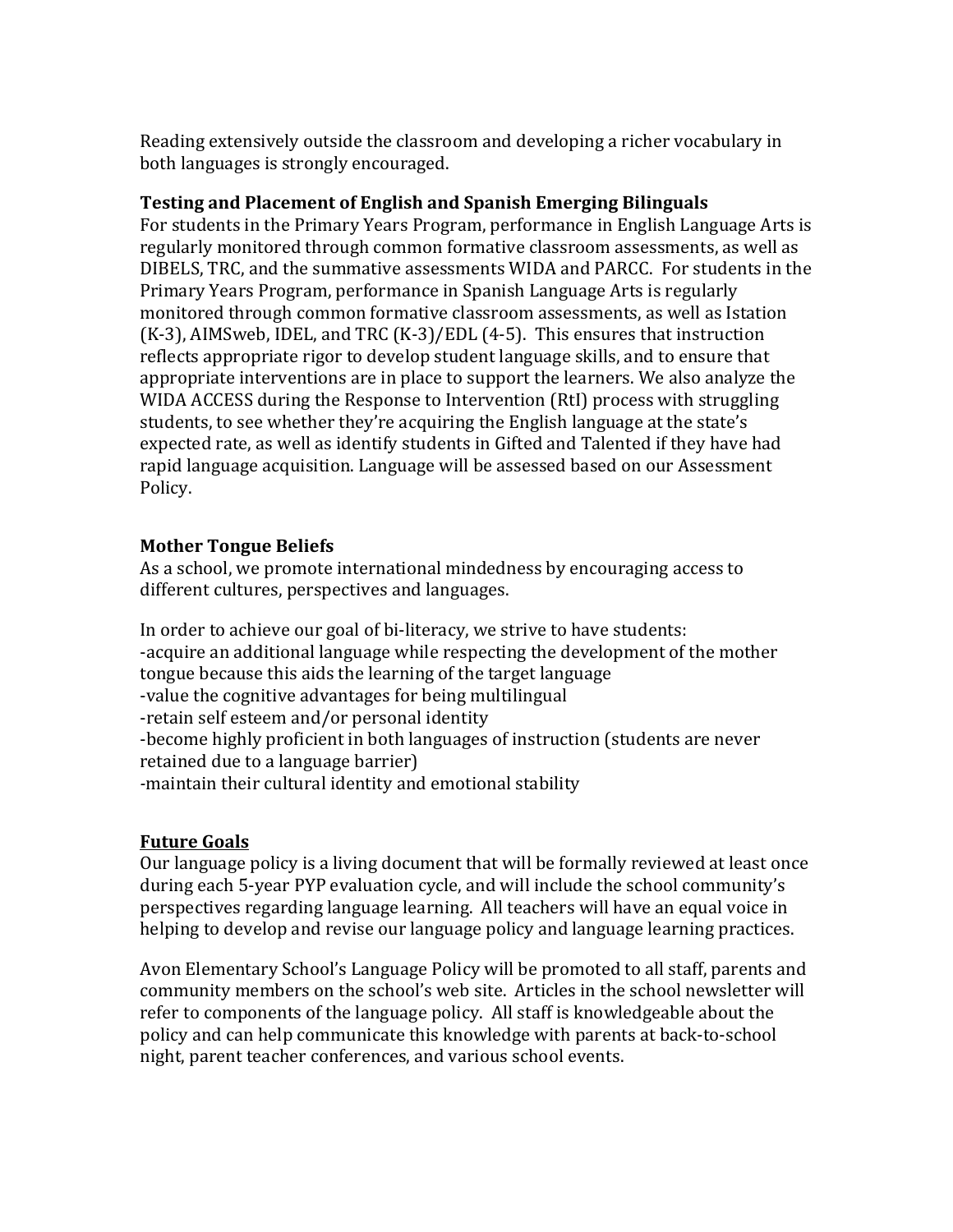Reading extensively outside the classroom and developing a richer vocabulary in both languages is strongly encouraged.

**Testing and Placement of English and Spanish Emerging Bilinguals**
For students in the Primary Years Program, performance in English Language Arts is regularly monitored through common formative classroom assessments, as well as DIBELS, TRC, and the summative assessments WIDA and PARCC. For students in the Primary Years Program, performance in Spanish Language Arts is regularly monitored through common formative classroom assessments, as well as Istation (K-3), AIMSweb, IDEL, and TRC (K-3)/EDL (4-5). This ensures that instruction reflects appropriate rigor to develop student language skills, and to ensure that appropriate interventions are in place to support the learners. We also analyze the WIDA ACCESS during the Response to Intervention (RtI) process with struggling students, to see whether they're acquiring the English language at the state's expected rate, as well as identify students in Gifted and Talented if they have had rapid language acquisition. Language will be assessed based on our Assessment Policy.

**Mother Tongue Beliefs**
As a school, we promote international mindedness by encouraging access to different cultures, perspectives and languages.

In order to achieve our goal of bi-literacy, we strive to have students:
-acquire an additional language while respecting the development of the mother tongue because this aids the learning of the target language
-value the cognitive advantages for being multilingual
-retain self esteem and/or personal identity
-become highly proficient in both languages of instruction (students are never retained due to a language barrier)
-maintain their cultural identity and emotional stability

**Future Goals**
Our language policy is a living document that will be formally reviewed at least once during each 5-year PYP evaluation cycle, and will include the school community's perspectives regarding language learning. All teachers will have an equal voice in helping to develop and revise our language policy and language learning practices.

Avon Elementary School's Language Policy will be promoted to all staff, parents and community members on the school's web site. Articles in the school newsletter will refer to components of the language policy. All staff is knowledgeable about the policy and can help communicate this knowledge with parents at back-to-school night, parent teacher conferences, and various school events.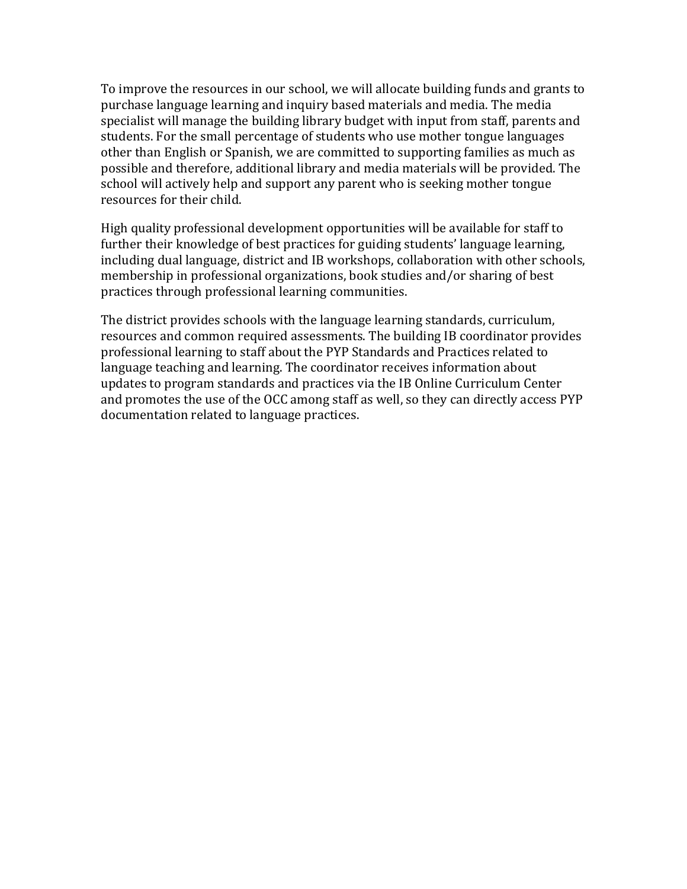To improve the resources in our school, we will allocate building funds and grants to purchase language learning and inquiry based materials and media. The media specialist will manage the building library budget with input from staff, parents and students. For the small percentage of students who use mother tongue languages other than English or Spanish, we are committed to supporting families as much as possible and therefore, additional library and media materials will be provided. The school will actively help and support any parent who is seeking mother tongue resources for their child.

High quality professional development opportunities will be available for staff to further their knowledge of best practices for guiding students' language learning, including dual language, district and IB workshops, collaboration with other schools, membership in professional organizations, book studies and/or sharing of best practices through professional learning communities.

The district provides schools with the language learning standards, curriculum, resources and common required assessments. The building IB coordinator provides professional learning to staff about the PYP Standards and Practices related to language teaching and learning. The coordinator receives information about updates to program standards and practices via the IB Online Curriculum Center and promotes the use of the OCC among staff as well, so they can directly access PYP documentation related to language practices.